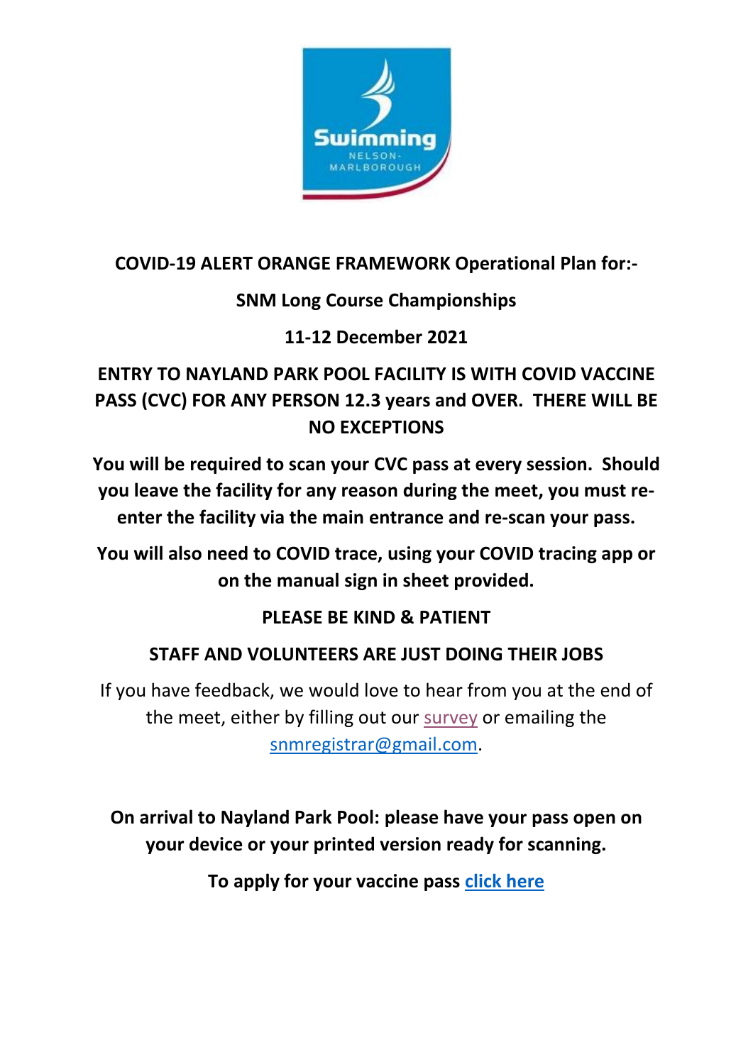**COVID-19 ALERT ORANGE FRAMEWORK Operational Plan for:-**

**SNM Long Course Championships**

**11-12 December 2021**

**ENTRY TO NAYLAND PARK POOL FACILITY IS WITH COVID VACCINE PASS (CVC) FOR ANY PERSON 12.3 years and OVER. THERE WILL BE NO EXCEPTIONS**

**You will be required to scan your CVC pass at every session. Should you leave the facility for any reason during the meet, you must re-enter the facility via the main entrance and re-scan your pass.**

**You will also need to COVID trace, using your COVID tracing app or on the manual sign in sheet provided.**

**PLEASE BE KIND & PATIENT**

**STAFF AND VOLUNTEERS ARE JUST DOING THEIR JOBS**

If you have feedback, we would love to hear from you at the end of the meet, either by filling out our survey or emailing the snmregistrar@gmail.com.

**On arrival to Nayland Park Pool: please have your pass open on your device or your printed version ready for scanning.**

**To apply for your vaccine pass click here**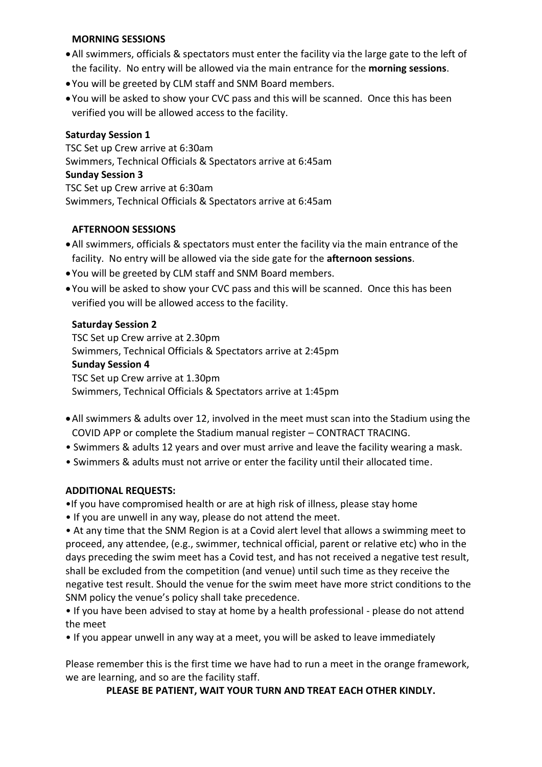**MORNING SESSIONS**

- All swimmers, officials & spectators must enter the facility via the large gate to the left of the facility. No entry will be allowed via the main entrance for the **morning sessions**.
- You will be greeted by CLM staff and SNM Board members.
- You will be asked to show your CVC pass and this will be scanned. Once this has been verified you will be allowed access to the facility.

**Saturday Session 1**
TSC Set up Crew arrive at 6:30am
Swimmers, Technical Officials & Spectators arrive at 6:45am
**Sunday Session 3**
TSC Set up Crew arrive at 6:30am
Swimmers, Technical Officials & Spectators arrive at 6:45am

**AFTERNOON SESSIONS**

- All swimmers, officials & spectators must enter the facility via the main entrance of the facility. No entry will be allowed via the side gate for the **afternoon sessions**.
- You will be greeted by CLM staff and SNM Board members.
- You will be asked to show your CVC pass and this will be scanned. Once this has been verified you will be allowed access to the facility.

**Saturday Session 2**
TSC Set up Crew arrive at 2.30pm
Swimmers, Technical Officials & Spectators arrive at 2:45pm
**Sunday Session 4**
TSC Set up Crew arrive at 1.30pm
Swimmers, Technical Officials & Spectators arrive at 1:45pm

- All swimmers & adults over 12, involved in the meet must scan into the Stadium using the COVID APP or complete the Stadium manual register – CONTRACT TRACING.
- Swimmers & adults 12 years and over must arrive and leave the facility wearing a mask.
- Swimmers & adults must not arrive or enter the facility until their allocated time.

**ADDITIONAL REQUESTS:**

- If you have compromised health or are at high risk of illness, please stay home
- If you are unwell in any way, please do not attend the meet.
- At any time that the SNM Region is at a Covid alert level that allows a swimming meet to proceed, any attendee, (e.g., swimmer, technical official, parent or relative etc) who in the days preceding the swim meet has a Covid test, and has not received a negative test result, shall be excluded from the competition (and venue) until such time as they receive the negative test result. Should the venue for the swim meet have more strict conditions to the SNM policy the venue's policy shall take precedence.
- If you have been advised to stay at home by a health professional - please do not attend the meet
- If you appear unwell in any way at a meet, you will be asked to leave immediately

Please remember this is the first time we have had to run a meet in the orange framework, we are learning, and so are the facility staff.

**PLEASE BE PATIENT, WAIT YOUR TURN AND TREAT EACH OTHER KINDLY.**